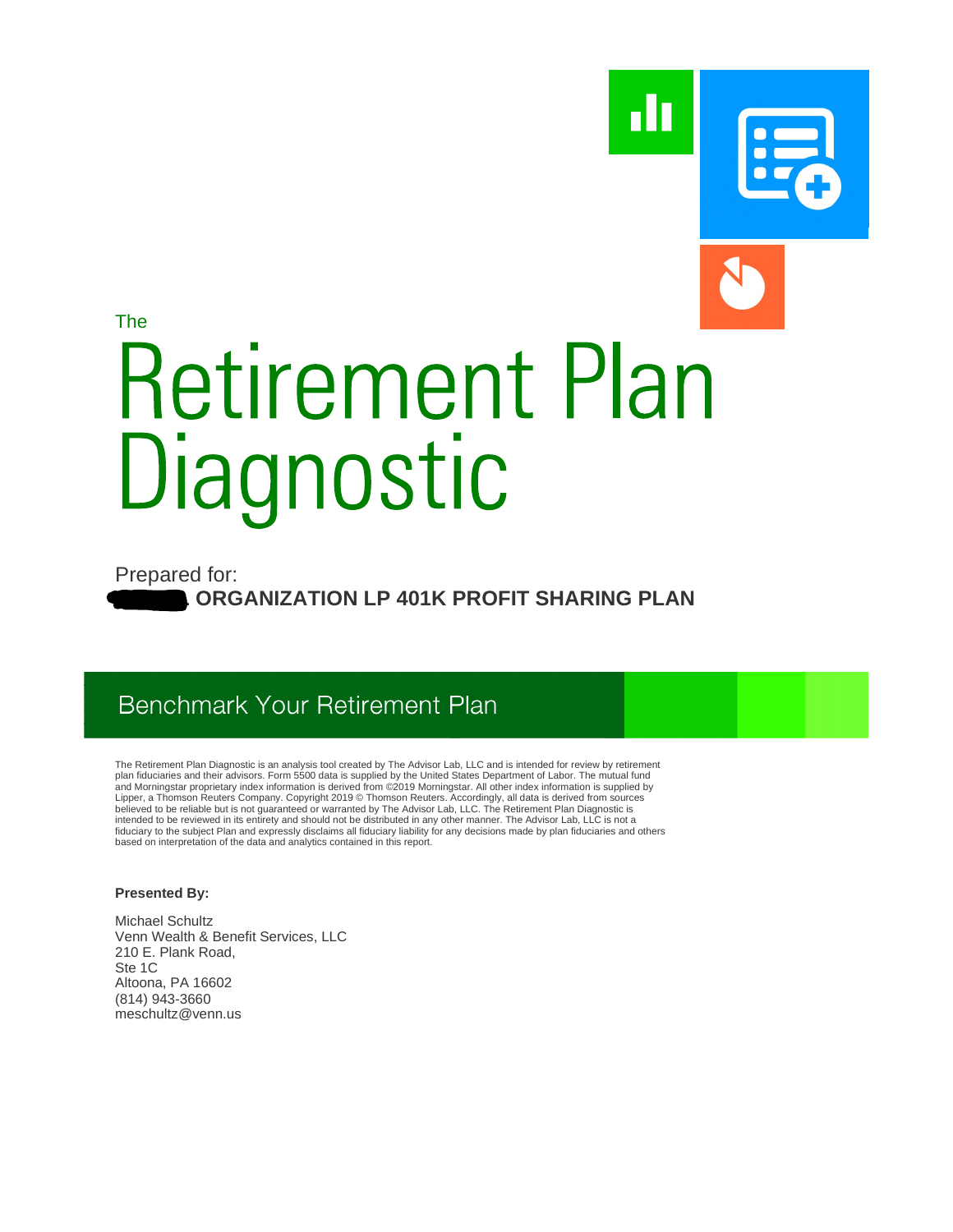The

# Retirement Plan Diagnostic

Prepared for:

**ORGANIZATION LP 401K PROFIT SHARING PLAN**

## Benchmark Your Retirement Plan

The Retirement Plan Diagnostic is an analysis tool created by The Advisor Lab, LLC and is intended for review by retirement plan fiduciaries and their advisors. Form 5500 data is supplied by the United States Department of Labor. The mutual fund and Morningstar proprietary index information is derived from ©2019 Morningstar. All other index information is supplied by Lipper, a Thomson Reuters Company. Copyright 2019 © Thomson Reuters. Accordingly, all data is derived from sources believed to be reliable but is not guaranteed or warranted by The Advisor Lab, LLC. The Retirement Plan Diagnostic is intended to be reviewed in its entirety and should not be distributed in any other manner. The Advisor Lab, LLC is not a fiduciary to the subject Plan and expressly disclaims all fiduciary liability for any decisions made by plan fiduciaries and others based on interpretation of the data and analytics contained in this report.

**Presented By:**

Michael Schultz
Venn Wealth & Benefit Services, LLC
210 E. Plank Road,
Ste 1C
Altoona, PA 16602
(814) 943-3660
meschultz@venn.us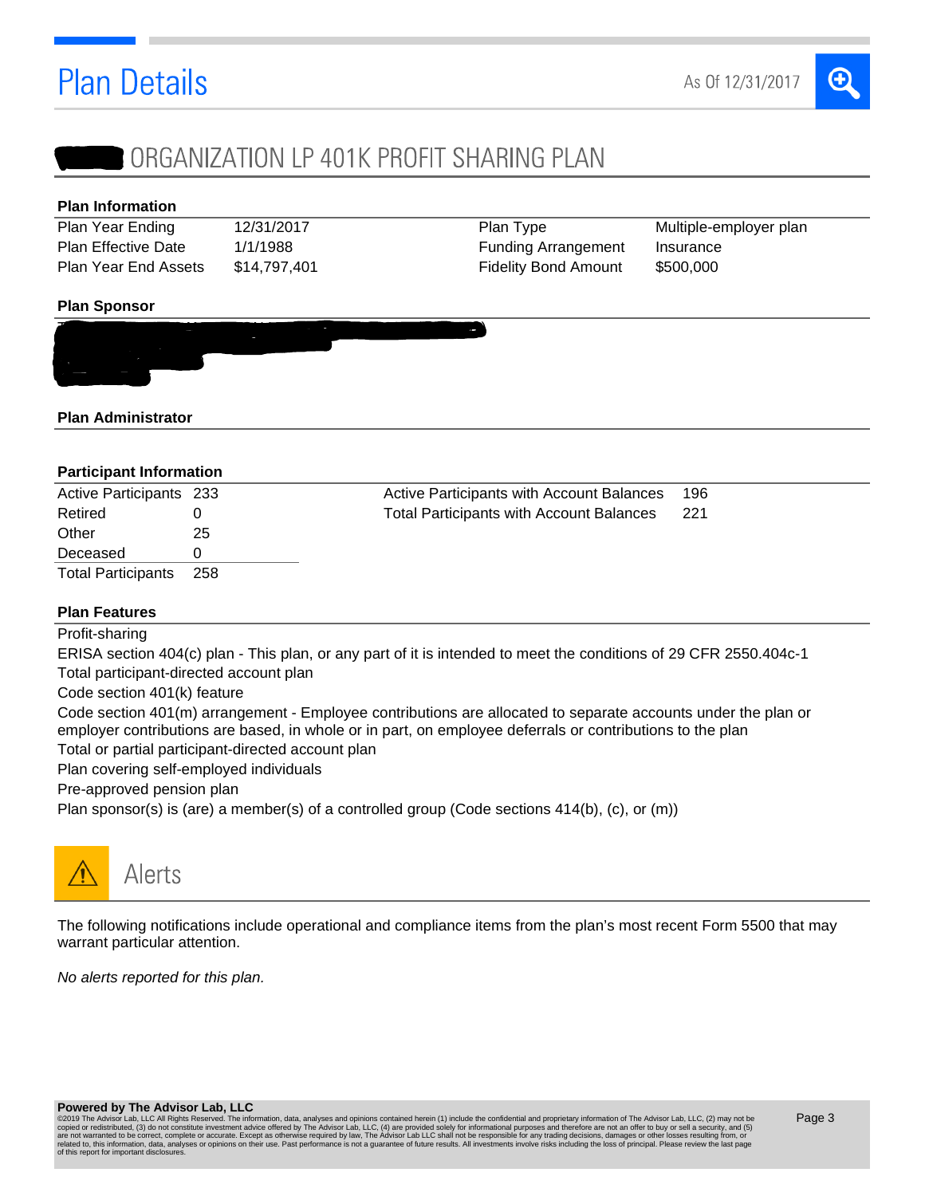# Plan Details

As Of 12/31/2017

## ORGANIZATION LP 401K PROFIT SHARING PLAN

### Plan Information

| | | | |
|---|---|---|---|
| Plan Year Ending | 12/31/2017 | Plan Type | Multiple-employer plan |
| Plan Effective Date | 1/1/1988 | Funding Arrangement | Insurance |
| Plan Year End Assets | $14,797,401 | Fidelity Bond Amount | $500,000 |

### Plan Sponsor

### Plan Administrator

### Participant Information

| | | | |
|---|---|---|---|
| Active Participants | 233 | Active Participants with Account Balances | 196 |
| Retired | 0 | Total Participants with Account Balances | 221 |
| Other | 25 | | |
| Deceased | 0 | | |
| Total Participants | 258 | | |

### Plan Features

Profit-sharing

ERISA section 404(c) plan - This plan, or any part of it is intended to meet the conditions of 29 CFR 2550.404c-1

Total participant-directed account plan

Code section 401(k) feature

Code section 401(m) arrangement - Employee contributions are allocated to separate accounts under the plan or employer contributions are based, in whole or in part, on employee deferrals or contributions to the plan

Total or partial participant-directed account plan

Plan covering self-employed individuals

Pre-approved pension plan

Plan sponsor(s) is (are) a member(s) of a controlled group (Code sections 414(b), (c), or (m))

## Alerts

The following notifications include operational and compliance items from the plan's most recent Form 5500 that may warrant particular attention.

*No alerts reported for this plan.*

**Powered by The Advisor Lab, LLC**

©2019 The Advisor Lab, LLC All Rights Reserved. The information, data, analyses and opinions contained herein (1) include the confidential and proprietary information of The Advisor Lab, LLC, (2) may not be copied or redistributed, (3) do not constitute investment advice offered by The Advisor Lab, LLC, (4) are provided solely for informational purposes and therefore are not an offer to buy or sell a security, and (5) are not warranted to be correct, complete or accurate. Except as otherwise required by law, The Advisor Lab LLC shall not be responsible for any trading decisions, damages or other losses resulting from, or related to, this information, data, analyses or opinions on their use. Past performance is not a guarantee of future results. All investments involve risks including the loss of principal. Please review the last page of this report for important disclosures.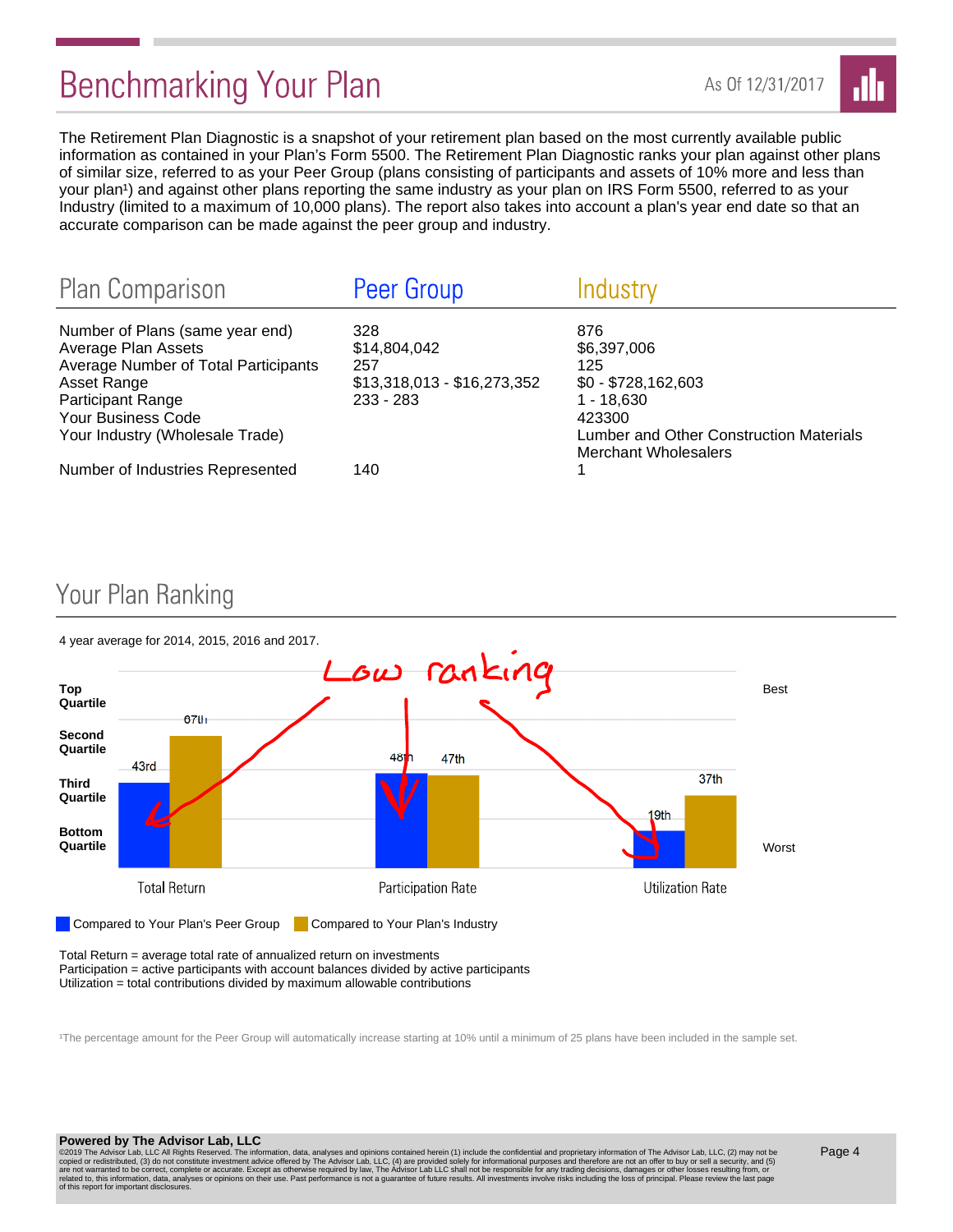# Benchmarking Your Plan

As Of 12/31/2017

The Retirement Plan Diagnostic is a snapshot of your retirement plan based on the most currently available public information as contained in your Plan's Form 5500. The Retirement Plan Diagnostic ranks your plan against other plans of similar size, referred to as your Peer Group (plans consisting of participants and assets of 10% more and less than your plan[1]) and against other plans reporting the same industry as your plan on IRS Form 5500, referred to as your Industry (limited to a maximum of 10,000 plans). The report also takes into account a plan's year end date so that an accurate comparison can be made against the peer group and industry.

| Plan Comparison | Peer Group | Industry |
|---|---|---|
| Number of Plans (same year end) | 328 | 876 |
| Average Plan Assets | $14,804,042 | $6,397,006 |
| Average Number of Total Participants | 257 | 125 |
| Asset Range | $13,318,013 - $16,273,352 | $0 - $728,162,603 |
| Participant Range | 233 - 283 | 1 - 18,630 |
| Your Business Code | | 423300 |
| Your Industry (Wholesale Trade) | | Lumber and Other Construction Materials Merchant Wholesalers |
| Number of Industries Represented | 140 | 1 |

## Your Plan Ranking

4 year average for 2014, 2015, 2016 and 2017.

Low ranking

Top Quartile
Second Quartile
Third Quartile
Bottom Quartile

Best
Worst

43rd
67th
48th
47th
19th
37th

Total Return
Participation Rate
Utilization Rate

Compared to Your Plan's Peer Group
Compared to Your Plan's Industry

Total Return = average total rate of annualized return on investments
Participation = active participants with account balances divided by active participants
Utilization = total contributions divided by maximum allowable contributions

[1]The percentage amount for the Peer Group will automatically increase starting at 10% until a minimum of 25 plans have been included in the sample set.

**Powered by The Advisor Lab, LLC**
©2019 The Advisor Lab, LLC All Rights Reserved. The information, data, analyses and opinions contained herein (1) include the confidential and proprietary information of The Advisor Lab, LLC, (2) may not be copied or redistributed, (3) do not constitute investment advice offered by The Advisor Lab, LLC, (4) are provided solely for informational purposes and therefore are not an offer to buy or sell a security, and (5) are not warranted to be correct, complete or accurate. Except as otherwise required by law, The Advisor Lab LLC shall not be responsible for any trading decisions, damages or other losses resulting from, or related to, this information, data, analyses or opinions on their use. Past performance is not a guarantee of future results. All investments involve risks including the loss of principal. Please review the last page of this report for important disclosures.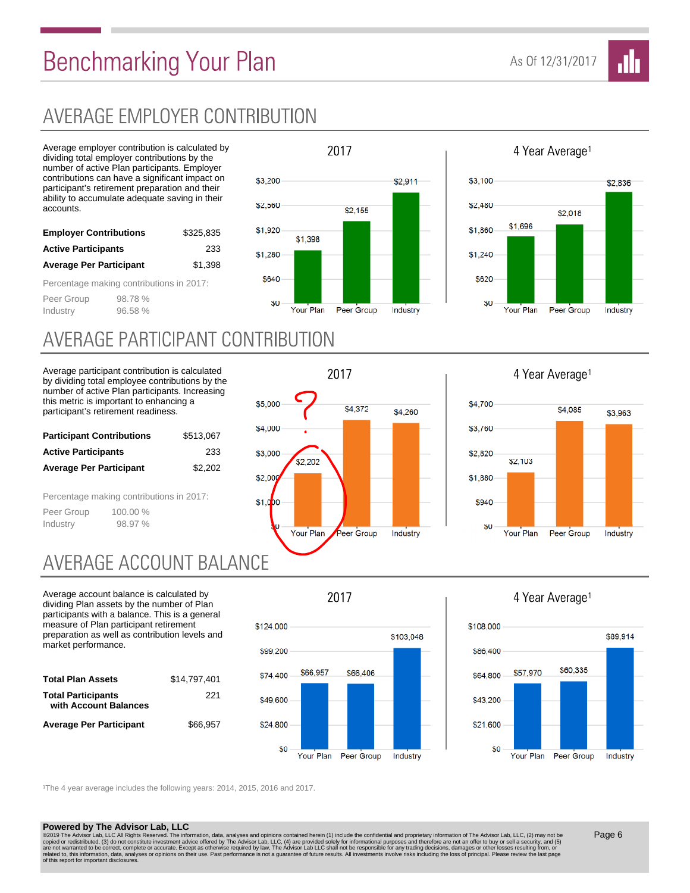# Benchmarking Your Plan

As Of 12/31/2017

## AVERAGE EMPLOYER CONTRIBUTION

Average employer contribution is calculated by dividing total employer contributions by the number of active Plan participants. Employer contributions can have a significant impact on participant's retirement preparation and their ability to accumulate adequate saving in their accounts.

| | |
|---|---|
| **Employer Contributions** | $325,835 |
| **Active Participants** | 233 |
| **Average Per Participant** | $1,398 |

Percentage making contributions in 2017:

| | |
|---|---|
| Peer Group | 98.78 % |
| Industry | 96.58 % |

2017

$3,200
$2,560
$1,920
$1,280
$640
$0

$1,398
$2,155
$2,911

Your Plan
Peer Group
Industry

4 Year Average[1]

$3,100
$2,480
$1,860
$1,240
$620
$0

$1,696
$2,018
$2,836

Your Plan
Peer Group
Industry

## AVERAGE PARTICIPANT CONTRIBUTION

Average participant contribution is calculated by dividing total employee contributions by the number of active Plan participants. Increasing this metric is important to enhancing a participant's retirement readiness.

| | |
|---|---|
| **Participant Contributions** | $513,067 |
| **Active Participants** | 233 |
| **Average Per Participant** | $2,202 |

Percentage making contributions in 2017:

| | |
|---|---|
| Peer Group | 100.00 % |
| Industry | 98.97 % |

2017

$5,000
$4,000
$3,000
$2,000
$1,000
$0

$2,202
$4,372
$4,260

Your Plan
Peer Group
Industry

4 Year Average[1]

$4,700
$3,760
$2,820
$1,880
$940
$0

$2,103
$4,085
$3,963

Your Plan
Peer Group
Industry

## AVERAGE ACCOUNT BALANCE

Average account balance is calculated by dividing Plan assets by the number of Plan participants with a balance. This is a general measure of Plan participant retirement preparation as well as contribution levels and market performance.

| | |
|---|---|
| **Total Plan Assets** | $14,797,401 |
| **Total Participants with Account Balances** | 221 |
| **Average Per Participant** | $66,957 |

2017

$124,000
$99,200
$74,400
$49,600
$24,800
$0

$66,957
$66,406
$103,048

Your Plan
Peer Group
Industry

4 Year Average[1]

$108,000
$86,400
$64,800
$43,200
$21,600
$0

$57,970
$60,335
$89,914

Your Plan
Peer Group
Industry

[1]The 4 year average includes the following years: 2014, 2015, 2016 and 2017.

**Powered by The Advisor Lab, LLC**

©2019 The Advisor Lab, LLC All Rights Reserved. The information, data, analyses and opinions contained herein (1) include the confidential and proprietary information of The Advisor Lab, LLC, (2) may not be copied or redistributed, (3) do not constitute investment advice offered by The Advisor Lab, LLC, (4) are provided solely for informational purposes and therefore are not an offer to buy or sell a security, and (5) are not warranted to be correct, complete or accurate. Except as otherwise required by law, The Advisor Lab LLC shall not be responsible for any trading decisions, damages or other losses resulting from, or related to, this information, data, analyses or opinions on their use. Past performance is not a guarantee of future results. All investments involve risks including the loss of principal. Please review the last page of this report for important disclosures.